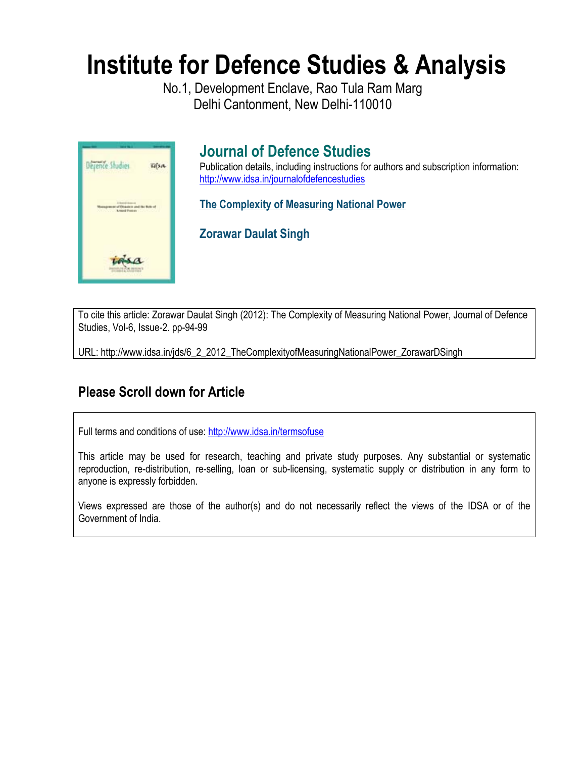# Institute for Defence Studies & Analysis

No.1, Development Enclave, Rao Tula Ram Marg
Delhi Cantonment, New Delhi-110010

## Journal of Defence Studies

Publication details, including instructions for authors and subscription information:
http://www.idsa.in/journalofdefencestudies

### The Complexity of Measuring National Power

### Zorawar Daulat Singh

To cite this article: Zorawar Daulat Singh (2012): The Complexity of Measuring National Power, Journal of Defence Studies, Vol-6, Issue-2. pp-94-99

URL: http://www.idsa.in/jds/6_2_2012_TheComplexityofMeasuringNationalPower_ZorawarDSingh

## Please Scroll down for Article

Full terms and conditions of use: http://www.idsa.in/termsofuse

This article may be used for research, teaching and private study purposes. Any substantial or systematic reproduction, re-distribution, re-selling, loan or sub-licensing, systematic supply or distribution in any form to anyone is expressly forbidden.

Views expressed are those of the author(s) and do not necessarily reflect the views of the IDSA or of the Government of India.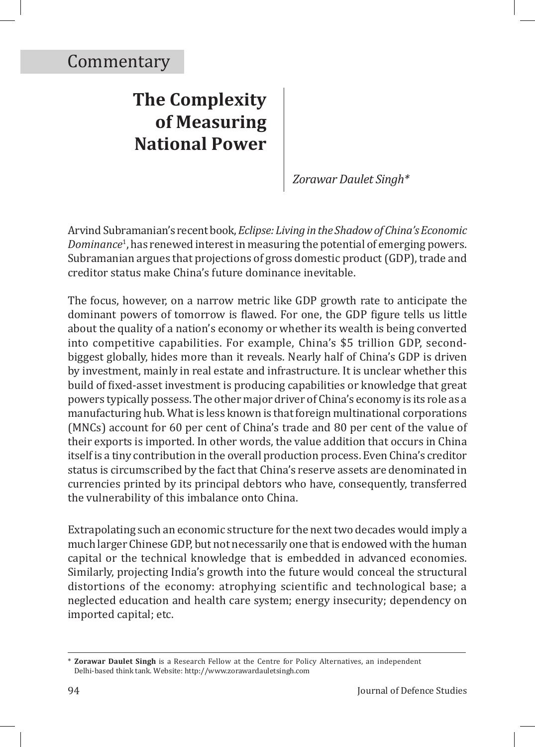Commentary

# The Complexity of Measuring National Power

*Zorawar Daulet Singh**

Arvind Subramanian's recent book, *Eclipse: Living in the Shadow of China's Economic Dominance*[1], has renewed interest in measuring the potential of emerging powers. Subramanian argues that projections of gross domestic product (GDP), trade and creditor status make China's future dominance inevitable.

The focus, however, on a narrow metric like GDP growth rate to anticipate the dominant powers of tomorrow is flawed. For one, the GDP figure tells us little about the quality of a nation's economy or whether its wealth is being converted into competitive capabilities. For example, China's $5 trillion GDP, second-biggest globally, hides more than it reveals. Nearly half of China's GDP is driven by investment, mainly in real estate and infrastructure. It is unclear whether this build of fixed-asset investment is producing capabilities or knowledge that great powers typically possess. The other major driver of China's economy is its role as a manufacturing hub. What is less known is that foreign multinational corporations (MNCs) account for 60 per cent of China's trade and 80 per cent of the value of their exports is imported. In other words, the value addition that occurs in China itself is a tiny contribution in the overall production process. Even China's creditor status is circumscribed by the fact that China's reserve assets are denominated in currencies printed by its principal debtors who have, consequently, transferred the vulnerability of this imbalance onto China.

Extrapolating such an economic structure for the next two decades would imply a much larger Chinese GDP, but not necessarily one that is endowed with the human capital or the technical knowledge that is embedded in advanced economies. Similarly, projecting India's growth into the future would conceal the structural distortions of the economy: atrophying scientific and technological base; a neglected education and health care system; energy insecurity; dependency on imported capital; etc.

---

\* **Zorawar Daulet Singh** is a Research Fellow at the Centre for Policy Alternatives, an independent Delhi-based think tank. Website: http://www.zorawardauletsingh.com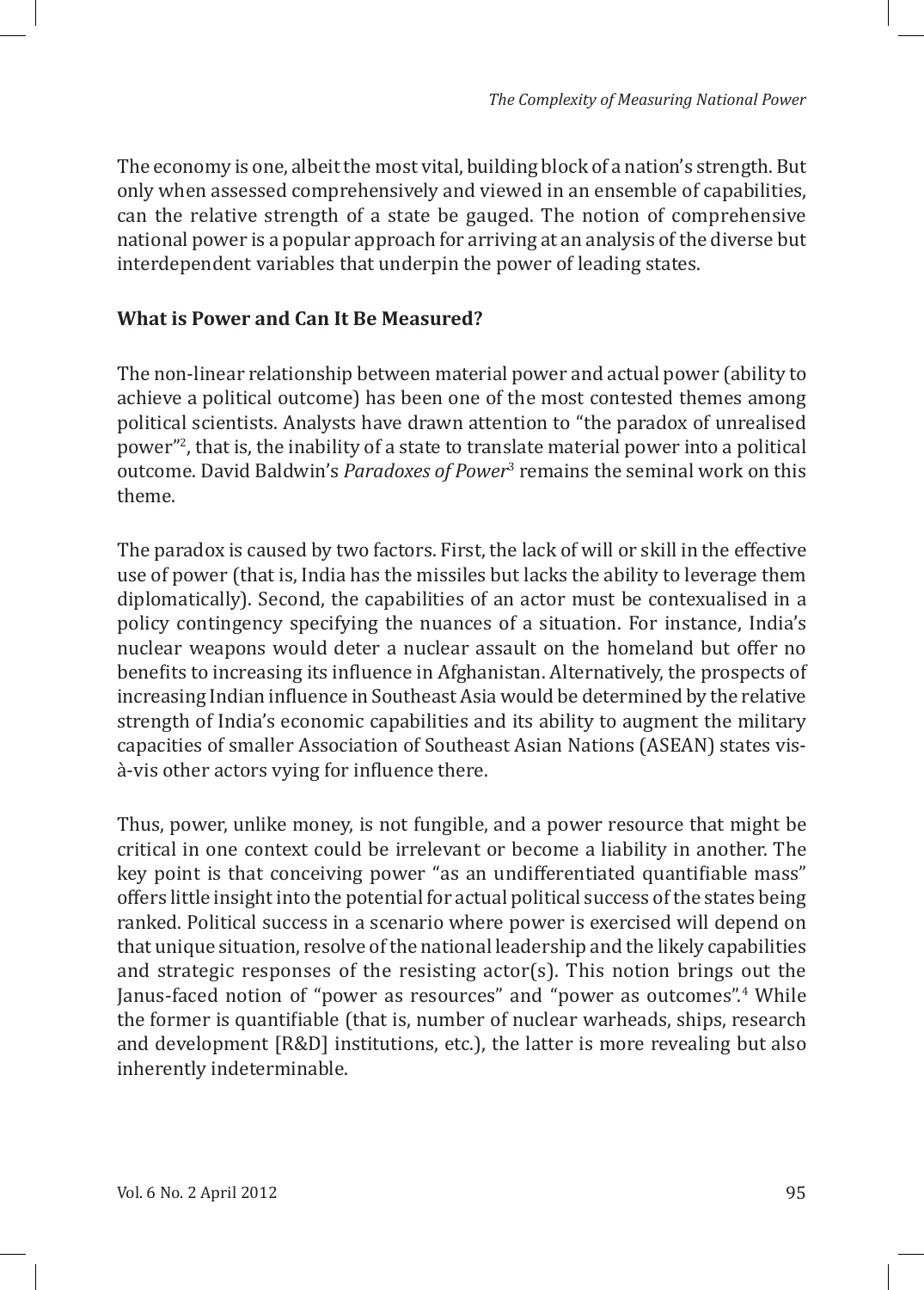The economy is one, albeit the most vital, building block of a nation's strength. But only when assessed comprehensively and viewed in an ensemble of capabilities, can the relative strength of a state be gauged. The notion of comprehensive national power is a popular approach for arriving at an analysis of the diverse but interdependent variables that underpin the power of leading states.

### What is Power and Can It Be Measured?

The non-linear relationship between material power and actual power (ability to achieve a political outcome) has been one of the most contested themes among political scientists. Analysts have drawn attention to "the paradox of unrealised power"[2], that is, the inability of a state to translate material power into a political outcome. David Baldwin's *Paradoxes of Power*[3] remains the seminal work on this theme.

The paradox is caused by two factors. First, the lack of will or skill in the effective use of power (that is, India has the missiles but lacks the ability to leverage them diplomatically). Second, the capabilities of an actor must be contexualised in a policy contingency specifying the nuances of a situation. For instance, India's nuclear weapons would deter a nuclear assault on the homeland but offer no benefits to increasing its influence in Afghanistan. Alternatively, the prospects of increasing Indian influence in Southeast Asia would be determined by the relative strength of India's economic capabilities and its ability to augment the military capacities of smaller Association of Southeast Asian Nations (ASEAN) states vis-à-vis other actors vying for influence there.

Thus, power, unlike money, is not fungible, and a power resource that might be critical in one context could be irrelevant or become a liability in another. The key point is that conceiving power "as an undifferentiated quantifiable mass" offers little insight into the potential for actual political success of the states being ranked. Political success in a scenario where power is exercised will depend on that unique situation, resolve of the national leadership and the likely capabilities and strategic responses of the resisting actor(s). This notion brings out the Janus-faced notion of "power as resources" and "power as outcomes".[4] While the former is quantifiable (that is, number of nuclear warheads, ships, research and development [R&D] institutions, etc.), the latter is more revealing but also inherently indeterminable.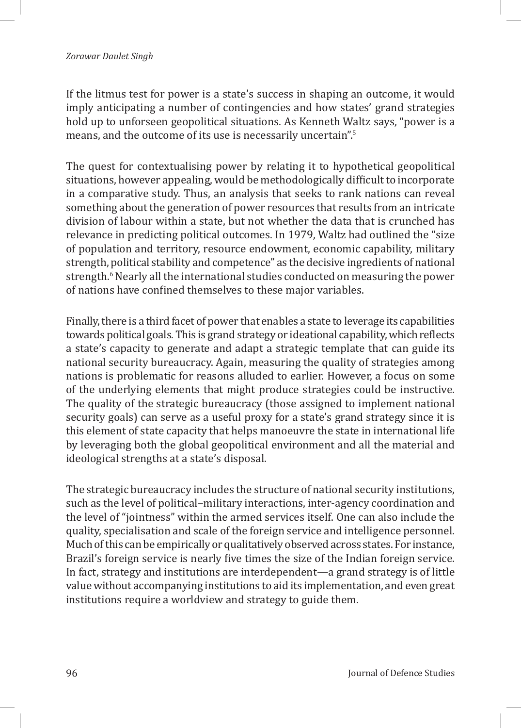If the litmus test for power is a state's success in shaping an outcome, it would imply anticipating a number of contingencies and how states' grand strategies hold up to unforseen geopolitical situations. As Kenneth Waltz says, "power is a means, and the outcome of its use is necessarily uncertain".[5]

The quest for contextualising power by relating it to hypothetical geopolitical situations, however appealing, would be methodologically difficult to incorporate in a comparative study. Thus, an analysis that seeks to rank nations can reveal something about the generation of power resources that results from an intricate division of labour within a state, but not whether the data that is crunched has relevance in predicting political outcomes. In 1979, Waltz had outlined the "size of population and territory, resource endowment, economic capability, military strength, political stability and competence" as the decisive ingredients of national strength.[6] Nearly all the international studies conducted on measuring the power of nations have confined themselves to these major variables.

Finally, there is a third facet of power that enables a state to leverage its capabilities towards political goals. This is grand strategy or ideational capability, which reflects a state's capacity to generate and adapt a strategic template that can guide its national security bureaucracy. Again, measuring the quality of strategies among nations is problematic for reasons alluded to earlier. However, a focus on some of the underlying elements that might produce strategies could be instructive. The quality of the strategic bureaucracy (those assigned to implement national security goals) can serve as a useful proxy for a state's grand strategy since it is this element of state capacity that helps manoeuvre the state in international life by leveraging both the global geopolitical environment and all the material and ideological strengths at a state's disposal.

The strategic bureaucracy includes the structure of national security institutions, such as the level of political–military interactions, inter-agency coordination and the level of "jointness" within the armed services itself. One can also include the quality, specialisation and scale of the foreign service and intelligence personnel. Much of this can be empirically or qualitatively observed across states. For instance, Brazil's foreign service is nearly five times the size of the Indian foreign service. In fact, strategy and institutions are interdependent—a grand strategy is of little value without accompanying institutions to aid its implementation, and even great institutions require a worldview and strategy to guide them.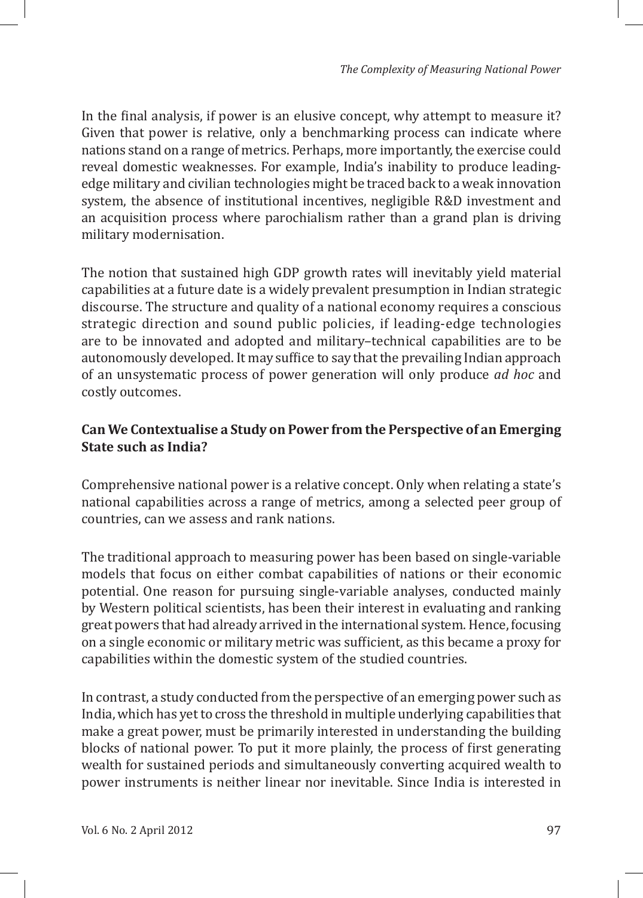In the final analysis, if power is an elusive concept, why attempt to measure it? Given that power is relative, only a benchmarking process can indicate where nations stand on a range of metrics. Perhaps, more importantly, the exercise could reveal domestic weaknesses. For example, India's inability to produce leading-edge military and civilian technologies might be traced back to a weak innovation system, the absence of institutional incentives, negligible R&D investment and an acquisition process where parochialism rather than a grand plan is driving military modernisation.

The notion that sustained high GDP growth rates will inevitably yield material capabilities at a future date is a widely prevalent presumption in Indian strategic discourse. The structure and quality of a national economy requires a conscious strategic direction and sound public policies, if leading-edge technologies are to be innovated and adopted and military–technical capabilities are to be autonomously developed. It may suffice to say that the prevailing Indian approach of an unsystematic process of power generation will only produce *ad hoc* and costly outcomes.

**Can We Contextualise a Study on Power from the Perspective of an Emerging State such as India?**

Comprehensive national power is a relative concept. Only when relating a state's national capabilities across a range of metrics, among a selected peer group of countries, can we assess and rank nations.

The traditional approach to measuring power has been based on single-variable models that focus on either combat capabilities of nations or their economic potential. One reason for pursuing single-variable analyses, conducted mainly by Western political scientists, has been their interest in evaluating and ranking great powers that had already arrived in the international system. Hence, focusing on a single economic or military metric was sufficient, as this became a proxy for capabilities within the domestic system of the studied countries.

In contrast, a study conducted from the perspective of an emerging power such as India, which has yet to cross the threshold in multiple underlying capabilities that make a great power, must be primarily interested in understanding the building blocks of national power. To put it more plainly, the process of first generating wealth for sustained periods and simultaneously converting acquired wealth to power instruments is neither linear nor inevitable. Since India is interested in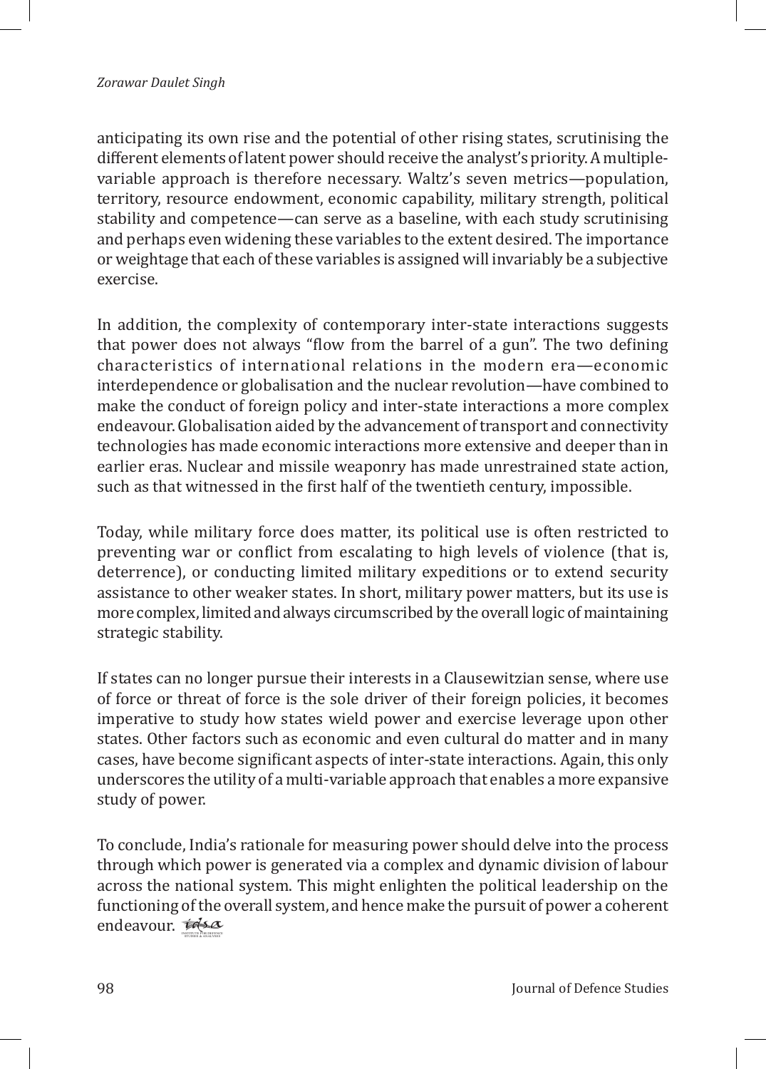anticipating its own rise and the potential of other rising states, scrutinising the different elements of latent power should receive the analyst's priority. A multiple-variable approach is therefore necessary. Waltz's seven metrics—population, territory, resource endowment, economic capability, military strength, political stability and competence—can serve as a baseline, with each study scrutinising and perhaps even widening these variables to the extent desired. The importance or weightage that each of these variables is assigned will invariably be a subjective exercise.

In addition, the complexity of contemporary inter-state interactions suggests that power does not always "flow from the barrel of a gun". The two defining characteristics of international relations in the modern era—economic interdependence or globalisation and the nuclear revolution—have combined to make the conduct of foreign policy and inter-state interactions a more complex endeavour. Globalisation aided by the advancement of transport and connectivity technologies has made economic interactions more extensive and deeper than in earlier eras. Nuclear and missile weaponry has made unrestrained state action, such as that witnessed in the first half of the twentieth century, impossible.

Today, while military force does matter, its political use is often restricted to preventing war or conflict from escalating to high levels of violence (that is, deterrence), or conducting limited military expeditions or to extend security assistance to other weaker states. In short, military power matters, but its use is more complex, limited and always circumscribed by the overall logic of maintaining strategic stability.

If states can no longer pursue their interests in a Clausewitzian sense, where use of force or threat of force is the sole driver of their foreign policies, it becomes imperative to study how states wield power and exercise leverage upon other states. Other factors such as economic and even cultural do matter and in many cases, have become significant aspects of inter-state interactions. Again, this only underscores the utility of a multi-variable approach that enables a more expansive study of power.

To conclude, India's rationale for measuring power should delve into the process through which power is generated via a complex and dynamic division of labour across the national system. This might enlighten the political leadership on the functioning of the overall system, and hence make the pursuit of power a coherent endeavour.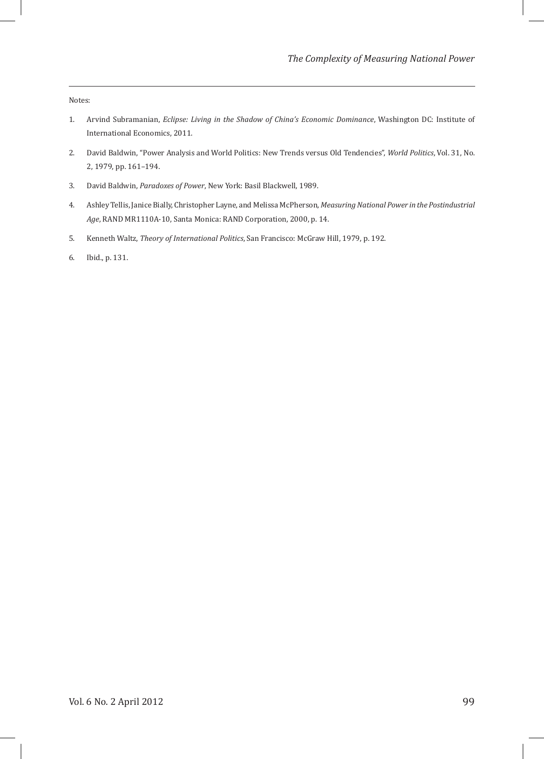Notes:

1. Arvind Subramanian, *Eclipse: Living in the Shadow of China's Economic Dominance*, Washington DC: Institute of International Economics, 2011.
2. David Baldwin, "Power Analysis and World Politics: New Trends versus Old Tendencies", *World Politics*, Vol. 31, No. 2, 1979, pp. 161–194.
3. David Baldwin, *Paradoxes of Power*, New York: Basil Blackwell, 1989.
4. Ashley Tellis, Janice Bially, Christopher Layne, and Melissa McPherson, *Measuring National Power in the Postindustrial Age*, RAND MR1110A-10, Santa Monica: RAND Corporation, 2000, p. 14.
5. Kenneth Waltz, *Theory of International Politics*, San Francisco: McGraw Hill, 1979, p. 192.
6. Ibid., p. 131.